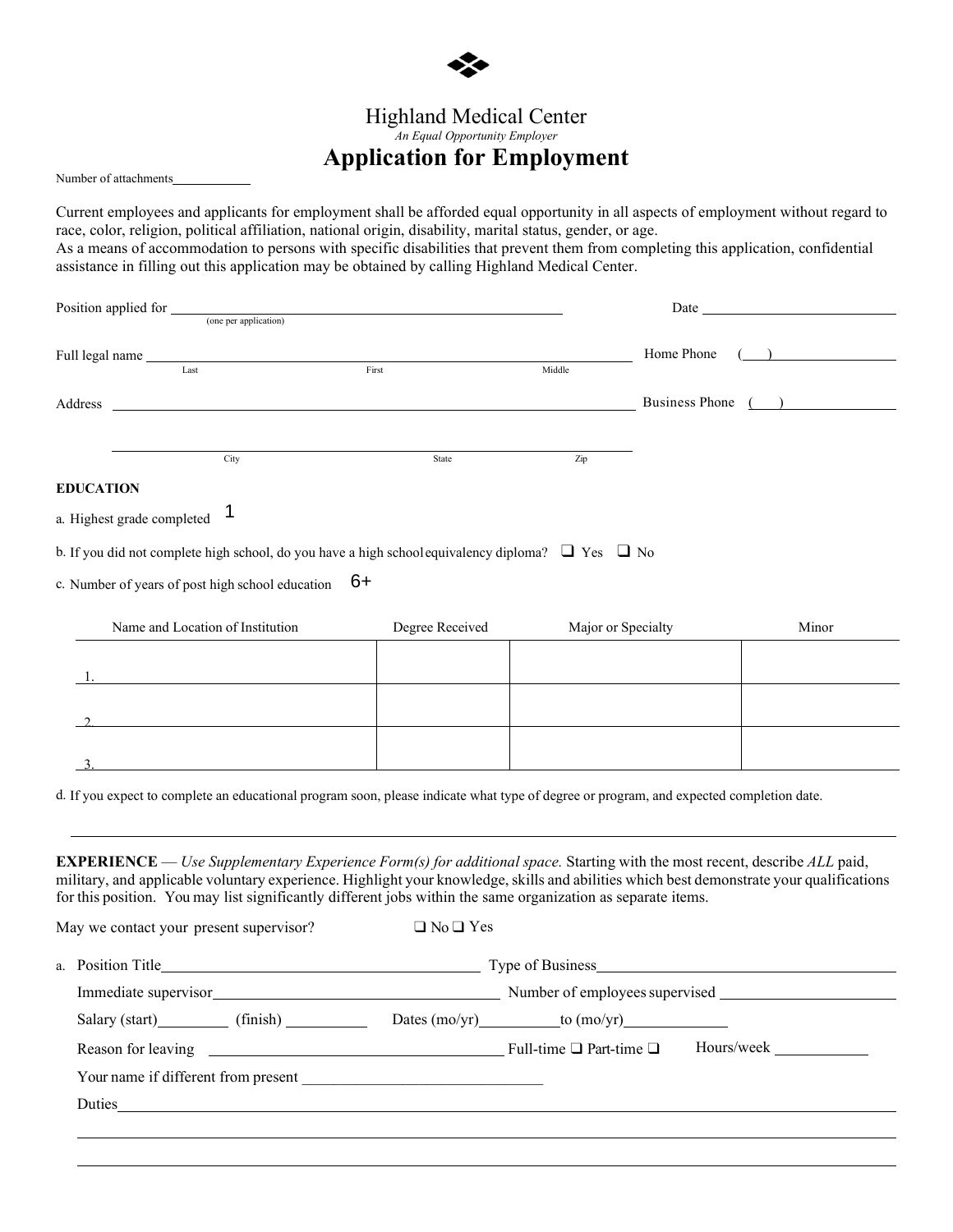# Highland Medical Center

*An Equal Opportunity Employer*

# Application for Employment

Number of attachments\_\_\_\_\_\_\_\_\_\_

Current employees and applicants for employment shall be afforded equal opportunity in all aspects of employment without regard to race, color, religion, political affiliation, national origin, disability, marital status, gender, or age.
As a means of accommodation to persons with specific disabilities that prevent them from completing this application, confidential assistance in filling out this application may be obtained by calling Highland Medical Center.

Position applied for \_\_\_\_\_\_\_\_\_\_\_\_\_\_\_\_\_\_\_\_\_\_\_\_\_\_\_\_\_\_\_\_\_\_\_\_ Date \_\_\_\_\_\_\_\_\_\_\_\_\_\_\_\_
(one per application)

Full legal name \_\_\_\_\_\_\_\_\_\_\_\_\_\_\_\_\_\_\_\_\_\_\_\_\_\_\_\_\_\_\_\_\_\_\_\_ Home Phone ( )\_\_\_\_\_\_\_\_\_\_
Last First Middle

Address \_\_\_\_\_\_\_\_\_\_\_\_\_\_\_\_\_\_\_\_\_\_\_\_\_\_\_\_\_\_\_\_\_\_\_\_ Business Phone ( )\_\_\_\_\_\_\_\_\_\_

\_\_\_\_\_\_\_\_\_\_\_\_\_\_\_\_\_\_\_\_\_\_\_\_\_\_\_\_\_\_\_\_\_\_\_\_
City State Zip

**EDUCATION**

a. Highest grade completed 1

b. If you did not complete high school, do you have a high school equivalency diploma? ❑ Yes ❑ No

c. Number of years of post high school education 6+

| Name and Location of Institution | Degree Received | Major or Specialty | Minor |
|---|---|---|---|
| 1. | | | |
| 2. | | | |
| 3. | | | |

d. If you expect to complete an educational program soon, please indicate what type of degree or program, and expected completion date.

\_\_\_\_\_\_\_\_\_\_\_\_\_\_\_\_\_\_\_\_\_\_\_\_\_\_\_\_\_\_\_\_\_\_\_\_\_\_\_\_\_\_\_\_\_\_\_\_\_\_\_\_\_\_\_\_\_\_\_\_\_\_\_\_\_\_\_\_

**EXPERIENCE** — *Use Supplementary Experience Form(s) for additional space.* Starting with the most recent, describe *ALL* paid, military, and applicable voluntary experience. Highlight your knowledge, skills and abilities which best demonstrate your qualifications for this position. You may list significantly different jobs within the same organization as separate items.

May we contact your present supervisor? ❑ No ❑ Yes

a. Position Title\_\_\_\_\_\_\_\_\_\_\_\_\_\_\_\_\_\_\_\_\_\_\_\_\_\_\_\_ Type of Business\_\_\_\_\_\_\_\_\_\_\_\_\_\_\_\_\_\_\_\_\_\_\_\_\_\_\_\_

Immediate supervisor\_\_\_\_\_\_\_\_\_\_\_\_\_\_\_\_\_\_\_\_\_\_\_\_\_\_\_\_ Number of employees supervised \_\_\_\_\_\_\_\_\_\_\_\_\_\_\_\_

Salary (start)\_\_\_\_\_\_\_\_ (finish) \_\_\_\_\_\_\_\_ Dates (mo/yr)\_\_\_\_\_\_\_\_\_to (mo/yr)\_\_\_\_\_\_\_\_\_\_

Reason for leaving \_\_\_\_\_\_\_\_\_\_\_\_\_\_\_\_\_\_\_\_\_\_\_\_\_\_\_\_ Full-time ❑ Part-time ❑ Hours/week \_\_\_\_\_\_\_\_\_\_

Your name if different from present \_\_\_\_\_\_\_\_\_\_\_\_\_\_\_\_\_\_\_\_\_\_\_\_\_\_\_\_

Duties\_\_\_\_\_\_\_\_\_\_\_\_\_\_\_\_\_\_\_\_\_\_\_\_\_\_\_\_\_\_\_\_\_\_\_\_\_\_\_\_\_\_\_\_\_\_\_\_\_\_\_\_\_\_\_\_\_\_\_\_\_\_\_\_

\_\_\_\_\_\_\_\_\_\_\_\_\_\_\_\_\_\_\_\_\_\_\_\_\_\_\_\_\_\_\_\_\_\_\_\_\_\_\_\_\_\_\_\_\_\_\_\_\_\_\_\_\_\_\_\_\_\_\_\_\_\_\_\_\_\_\_\_

\_\_\_\_\_\_\_\_\_\_\_\_\_\_\_\_\_\_\_\_\_\_\_\_\_\_\_\_\_\_\_\_\_\_\_\_\_\_\_\_\_\_\_\_\_\_\_\_\_\_\_\_\_\_\_\_\_\_\_\_\_\_\_\_\_\_\_\_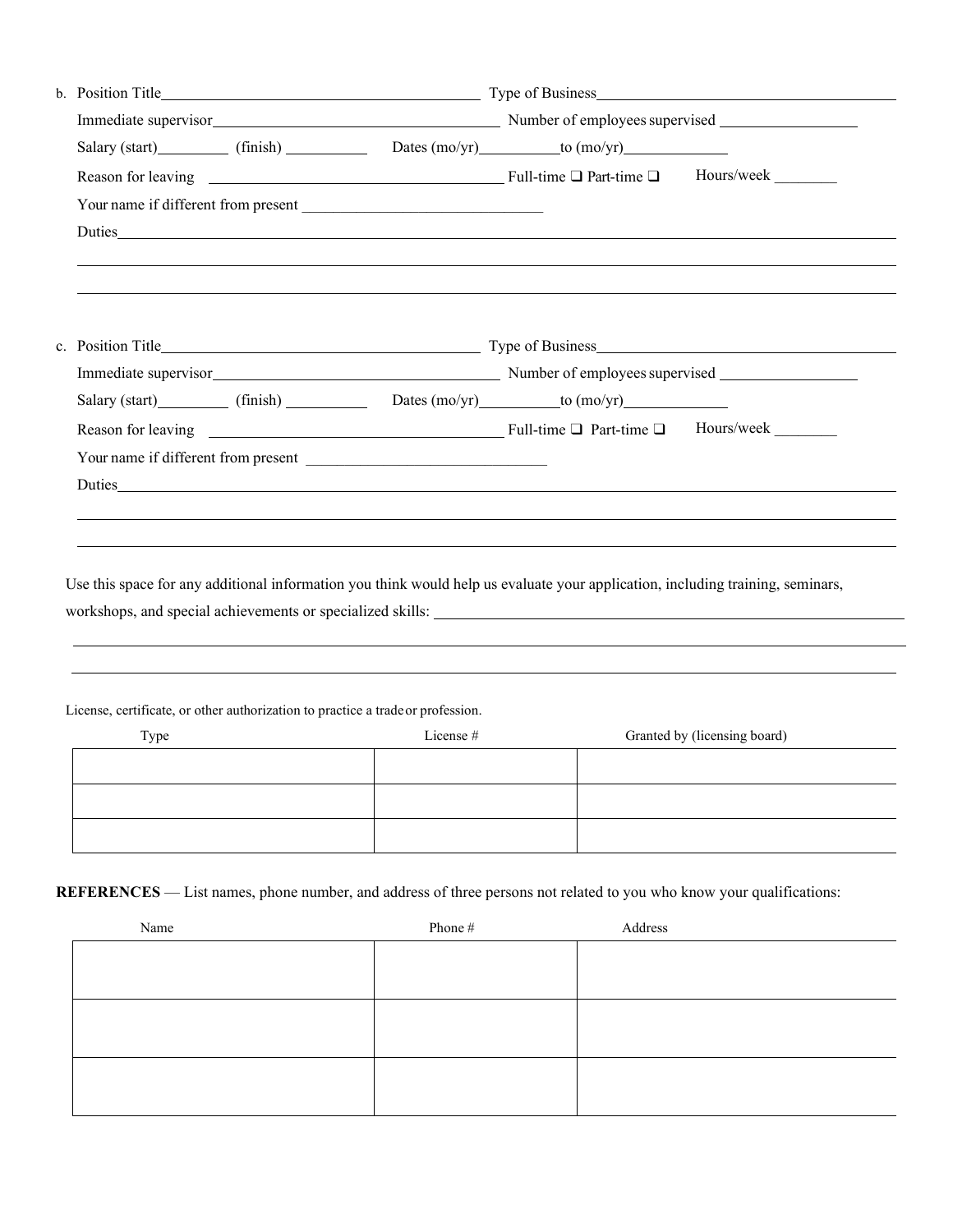b. Position Title\_\_\_\_\_\_\_\_\_\_\_\_\_\_\_\_\_\_\_\_ Type of Business\_\_\_\_\_\_\_\_\_\_\_\_\_\_\_\_\_\_\_\_

Immediate supervisor\_\_\_\_\_\_\_\_\_\_\_\_\_\_\_\_\_\_\_\_ Number of employees supervised \_\_\_\_\_\_\_\_\_\_

Salary (start)\_\_\_\_\_\_\_\_ (finish) \_\_\_\_\_\_\_\_ Dates (mo/yr)\_\_\_\_\_\_\_\_to (mo/yr)\_\_\_\_\_\_\_\_

Reason for leaving \_\_\_\_\_\_\_\_\_\_\_\_\_\_\_\_\_\_\_\_ Full-time ❑ Part-time ❑ Hours/week \_\_\_\_\_\_\_\_

Your name if different from present \_\_\_\_\_\_\_\_\_\_\_\_\_\_\_\_\_\_\_\_

Duties\_\_\_\_\_\_\_\_\_\_\_\_\_\_\_\_\_\_\_\_

c. Position Title\_\_\_\_\_\_\_\_\_\_\_\_\_\_\_\_\_\_\_\_ Type of Business\_\_\_\_\_\_\_\_\_\_\_\_\_\_\_\_\_\_\_\_

Immediate supervisor\_\_\_\_\_\_\_\_\_\_\_\_\_\_\_\_\_\_\_\_ Number of employees supervised \_\_\_\_\_\_\_\_\_\_

Salary (start)\_\_\_\_\_\_\_\_ (finish) \_\_\_\_\_\_\_\_ Dates (mo/yr)\_\_\_\_\_\_\_\_to (mo/yr)\_\_\_\_\_\_\_\_

Reason for leaving \_\_\_\_\_\_\_\_\_\_\_\_\_\_\_\_\_\_\_\_ Full-time ❑ Part-time ❑ Hours/week \_\_\_\_\_\_\_\_

Your name if different from present \_\_\_\_\_\_\_\_\_\_\_\_\_\_\_\_\_\_\_\_

Duties\_\_\_\_\_\_\_\_\_\_\_\_\_\_\_\_\_\_\_\_

Use this space for any additional information you think would help us evaluate your application, including training, seminars, workshops, and special achievements or specialized skills: \_\_\_\_\_\_\_\_\_\_\_\_\_\_\_\_\_\_\_\_

License, certificate, or other authorization to practice a trade or profession.

| Type | License # | Granted by (licensing board) |
|---|---|---|
| | | |
| | | |
| | | |

**REFERENCES** — List names, phone number, and address of three persons not related to you who know your qualifications:

| Name | Phone # | Address |
|---|---|---|
| | | |
| | | |
| | | |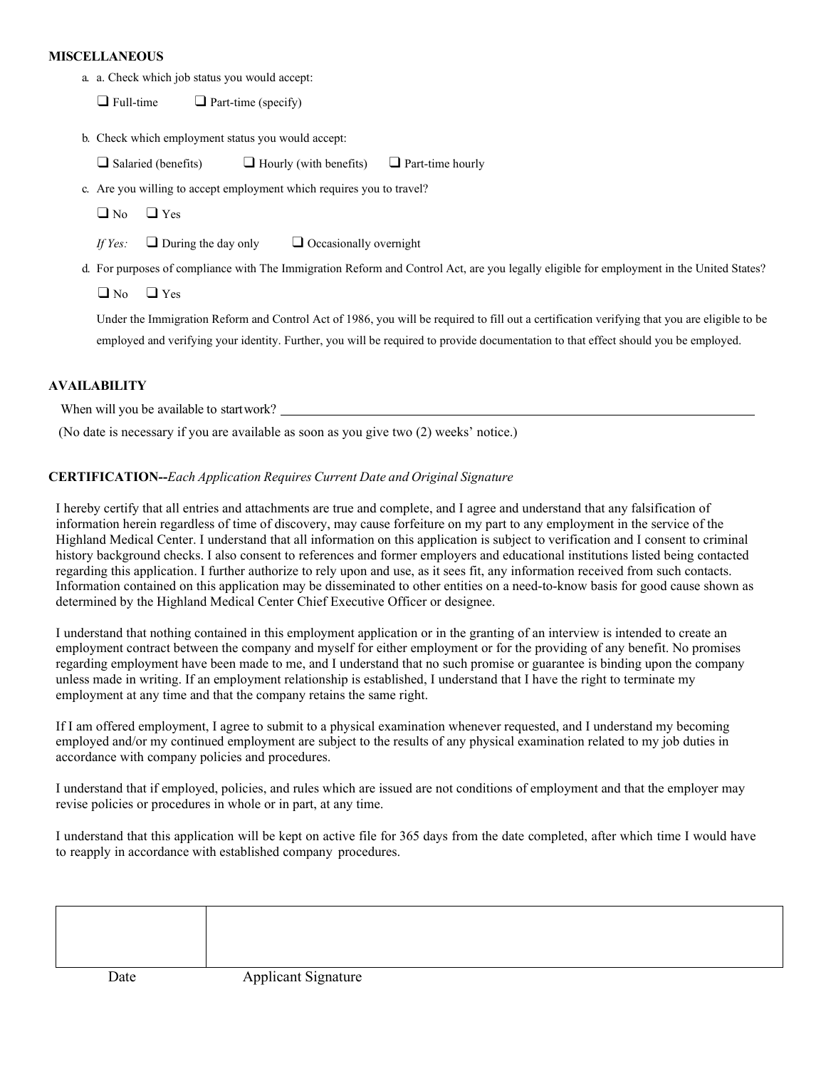**MISCELLANEOUS**

a. a. Check which job status you would accept:

❑ Full-time ❑ Part-time (specify)

b. Check which employment status you would accept:

❑ Salaried (benefits) ❑ Hourly (with benefits) ❑ Part-time hourly

c. Are you willing to accept employment which requires you to travel?

❑ No ❑ Yes

*If Yes:* ❑ During the day only ❑ Occasionally overnight

d. For purposes of compliance with The Immigration Reform and Control Act, are you legally eligible for employment in the United States?

❑ No ❑ Yes

Under the Immigration Reform and Control Act of 1986, you will be required to fill out a certification verifying that you are eligible to be employed and verifying your identity. Further, you will be required to provide documentation to that effect should you be employed.

**AVAILABILITY**

When will you be available to start work? ______________________________________________

(No date is necessary if you are available as soon as you give two (2) weeks' notice.)

**CERTIFICATION--***Each Application Requires Current Date and Original Signature*

I hereby certify that all entries and attachments are true and complete, and I agree and understand that any falsification of information herein regardless of time of discovery, may cause forfeiture on my part to any employment in the service of the Highland Medical Center. I understand that all information on this application is subject to verification and I consent to criminal history background checks. I also consent to references and former employers and educational institutions listed being contacted regarding this application. I further authorize to rely upon and use, as it sees fit, any information received from such contacts. Information contained on this application may be disseminated to other entities on a need-to-know basis for good cause shown as determined by the Highland Medical Center Chief Executive Officer or designee.

I understand that nothing contained in this employment application or in the granting of an interview is intended to create an employment contract between the company and myself for either employment or for the providing of any benefit. No promises regarding employment have been made to me, and I understand that no such promise or guarantee is binding upon the company unless made in writing. If an employment relationship is established, I understand that I have the right to terminate my employment at any time and that the company retains the same right.

If I am offered employment, I agree to submit to a physical examination whenever requested, and I understand my becoming employed and/or my continued employment are subject to the results of any physical examination related to my job duties in accordance with company policies and procedures.

I understand that if employed, policies, and rules which are issued are not conditions of employment and that the employer may revise policies or procedures in whole or in part, at any time.

I understand that this application will be kept on active file for 365 days from the date completed, after which time I would have to reapply in accordance with established company procedures.

| | |
|---|---|
| | |
| Date | Applicant Signature |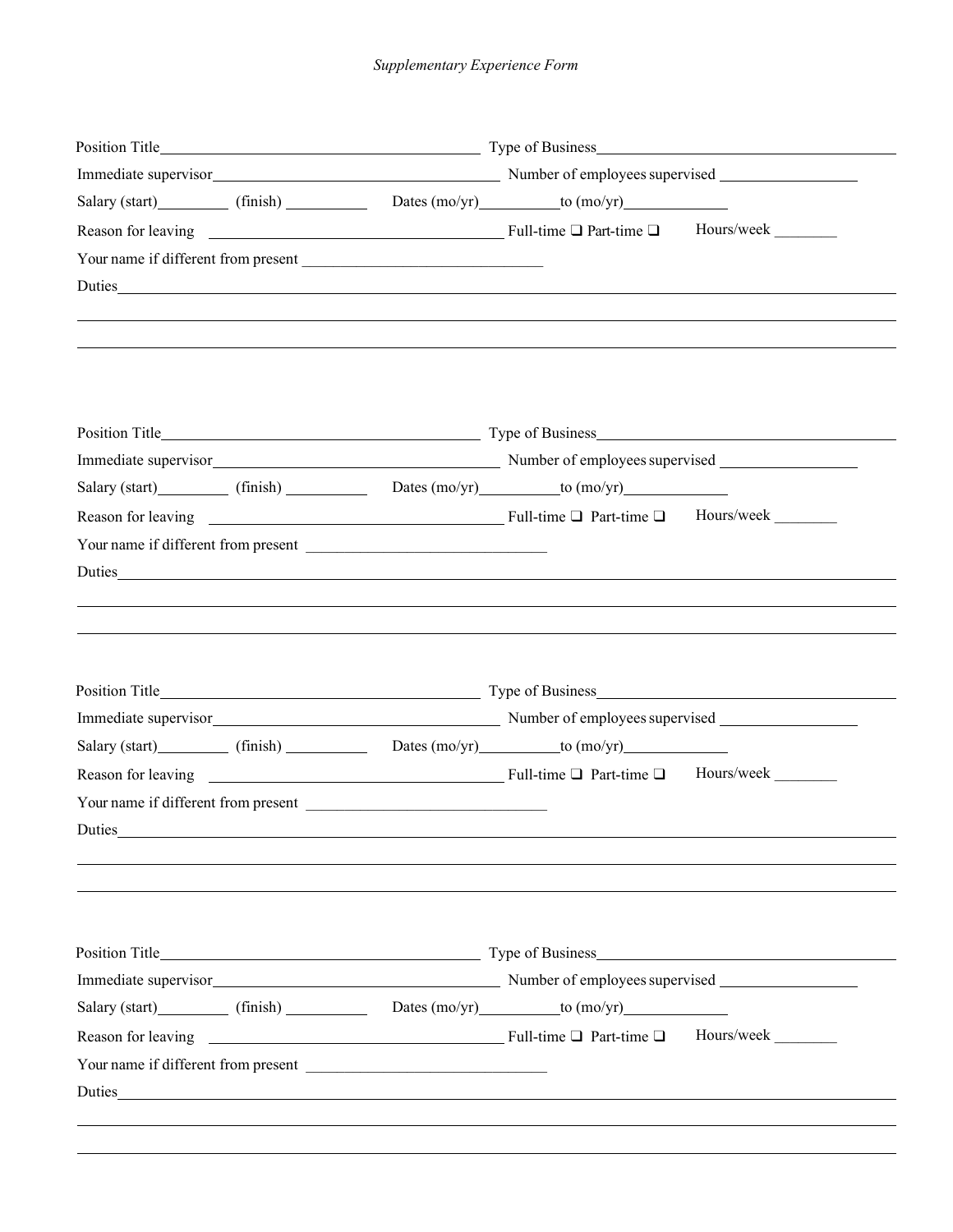*Supplementary Experience Form*

Position Title\_\_\_\_\_\_\_\_\_\_\_\_\_\_\_\_\_\_\_\_\_\_\_\_\_\_\_\_\_\_ Type of Business\_\_\_\_\_\_\_\_\_\_\_\_\_\_\_\_\_\_\_\_\_\_\_\_\_\_\_\_\_\_

Immediate supervisor\_\_\_\_\_\_\_\_\_\_\_\_\_\_\_\_\_\_\_\_\_\_\_\_\_\_ Number of employees supervised \_\_\_\_\_\_\_\_\_\_\_\_\_\_

Salary (start)\_\_\_\_\_\_\_\_ (finish) \_\_\_\_\_\_\_\_\_ Dates (mo/yr)\_\_\_\_\_\_\_\_\_to (mo/yr)\_\_\_\_\_\_\_\_\_\_\_\_

Reason for leaving \_\_\_\_\_\_\_\_\_\_\_\_\_\_\_\_\_\_\_\_\_\_\_\_\_\_\_\_ Full-time ❑ Part-time ❑ Hours/week \_\_\_\_\_\_\_

Your name if different from present \_\_\_\_\_\_\_\_\_\_\_\_\_\_\_\_\_\_\_\_\_\_\_\_\_\_

Duties\_\_\_\_\_\_\_\_\_\_\_\_\_\_\_\_\_\_\_\_\_\_\_\_\_\_\_\_\_\_\_\_\_\_\_\_\_\_\_\_\_\_\_\_\_\_\_\_\_\_\_\_\_\_\_\_\_\_\_\_\_\_\_\_\_\_\_\_\_\_

Position Title\_\_\_\_\_\_\_\_\_\_\_\_\_\_\_\_\_\_\_\_\_\_\_\_\_\_\_\_\_\_ Type of Business\_\_\_\_\_\_\_\_\_\_\_\_\_\_\_\_\_\_\_\_\_\_\_\_\_\_\_\_\_\_

Immediate supervisor\_\_\_\_\_\_\_\_\_\_\_\_\_\_\_\_\_\_\_\_\_\_\_\_\_\_ Number of employees supervised \_\_\_\_\_\_\_\_\_\_\_\_\_\_

Salary (start)\_\_\_\_\_\_\_\_ (finish) \_\_\_\_\_\_\_\_\_ Dates (mo/yr)\_\_\_\_\_\_\_\_\_to (mo/yr)\_\_\_\_\_\_\_\_\_\_\_\_

Reason for leaving \_\_\_\_\_\_\_\_\_\_\_\_\_\_\_\_\_\_\_\_\_\_\_\_\_\_\_\_ Full-time ❑ Part-time ❑ Hours/week \_\_\_\_\_\_\_

Your name if different from present \_\_\_\_\_\_\_\_\_\_\_\_\_\_\_\_\_\_\_\_\_\_\_\_\_\_

Duties\_\_\_\_\_\_\_\_\_\_\_\_\_\_\_\_\_\_\_\_\_\_\_\_\_\_\_\_\_\_\_\_\_\_\_\_\_\_\_\_\_\_\_\_\_\_\_\_\_\_\_\_\_\_\_\_\_\_\_\_\_\_\_\_\_\_\_\_\_\_

Position Title\_\_\_\_\_\_\_\_\_\_\_\_\_\_\_\_\_\_\_\_\_\_\_\_\_\_\_\_\_\_ Type of Business\_\_\_\_\_\_\_\_\_\_\_\_\_\_\_\_\_\_\_\_\_\_\_\_\_\_\_\_\_\_

Immediate supervisor\_\_\_\_\_\_\_\_\_\_\_\_\_\_\_\_\_\_\_\_\_\_\_\_\_\_ Number of employees supervised \_\_\_\_\_\_\_\_\_\_\_\_\_\_

Salary (start)\_\_\_\_\_\_\_\_ (finish) \_\_\_\_\_\_\_\_\_ Dates (mo/yr)\_\_\_\_\_\_\_\_\_to (mo/yr)\_\_\_\_\_\_\_\_\_\_\_\_

Reason for leaving \_\_\_\_\_\_\_\_\_\_\_\_\_\_\_\_\_\_\_\_\_\_\_\_\_\_\_\_ Full-time ❑ Part-time ❑ Hours/week \_\_\_\_\_\_\_

Your name if different from present \_\_\_\_\_\_\_\_\_\_\_\_\_\_\_\_\_\_\_\_\_\_\_\_\_\_

Duties\_\_\_\_\_\_\_\_\_\_\_\_\_\_\_\_\_\_\_\_\_\_\_\_\_\_\_\_\_\_\_\_\_\_\_\_\_\_\_\_\_\_\_\_\_\_\_\_\_\_\_\_\_\_\_\_\_\_\_\_\_\_\_\_\_\_\_\_\_\_

Position Title\_\_\_\_\_\_\_\_\_\_\_\_\_\_\_\_\_\_\_\_\_\_\_\_\_\_\_\_\_\_ Type of Business\_\_\_\_\_\_\_\_\_\_\_\_\_\_\_\_\_\_\_\_\_\_\_\_\_\_\_\_\_\_

Immediate supervisor\_\_\_\_\_\_\_\_\_\_\_\_\_\_\_\_\_\_\_\_\_\_\_\_\_\_ Number of employees supervised \_\_\_\_\_\_\_\_\_\_\_\_\_\_

Salary (start)\_\_\_\_\_\_\_\_ (finish) \_\_\_\_\_\_\_\_\_ Dates (mo/yr)\_\_\_\_\_\_\_\_\_to (mo/yr)\_\_\_\_\_\_\_\_\_\_\_\_

Reason for leaving \_\_\_\_\_\_\_\_\_\_\_\_\_\_\_\_\_\_\_\_\_\_\_\_\_\_\_\_ Full-time ❑ Part-time ❑ Hours/week \_\_\_\_\_\_\_

Your name if different from present \_\_\_\_\_\_\_\_\_\_\_\_\_\_\_\_\_\_\_\_\_\_\_\_\_\_

Duties\_\_\_\_\_\_\_\_\_\_\_\_\_\_\_\_\_\_\_\_\_\_\_\_\_\_\_\_\_\_\_\_\_\_\_\_\_\_\_\_\_\_\_\_\_\_\_\_\_\_\_\_\_\_\_\_\_\_\_\_\_\_\_\_\_\_\_\_\_\_